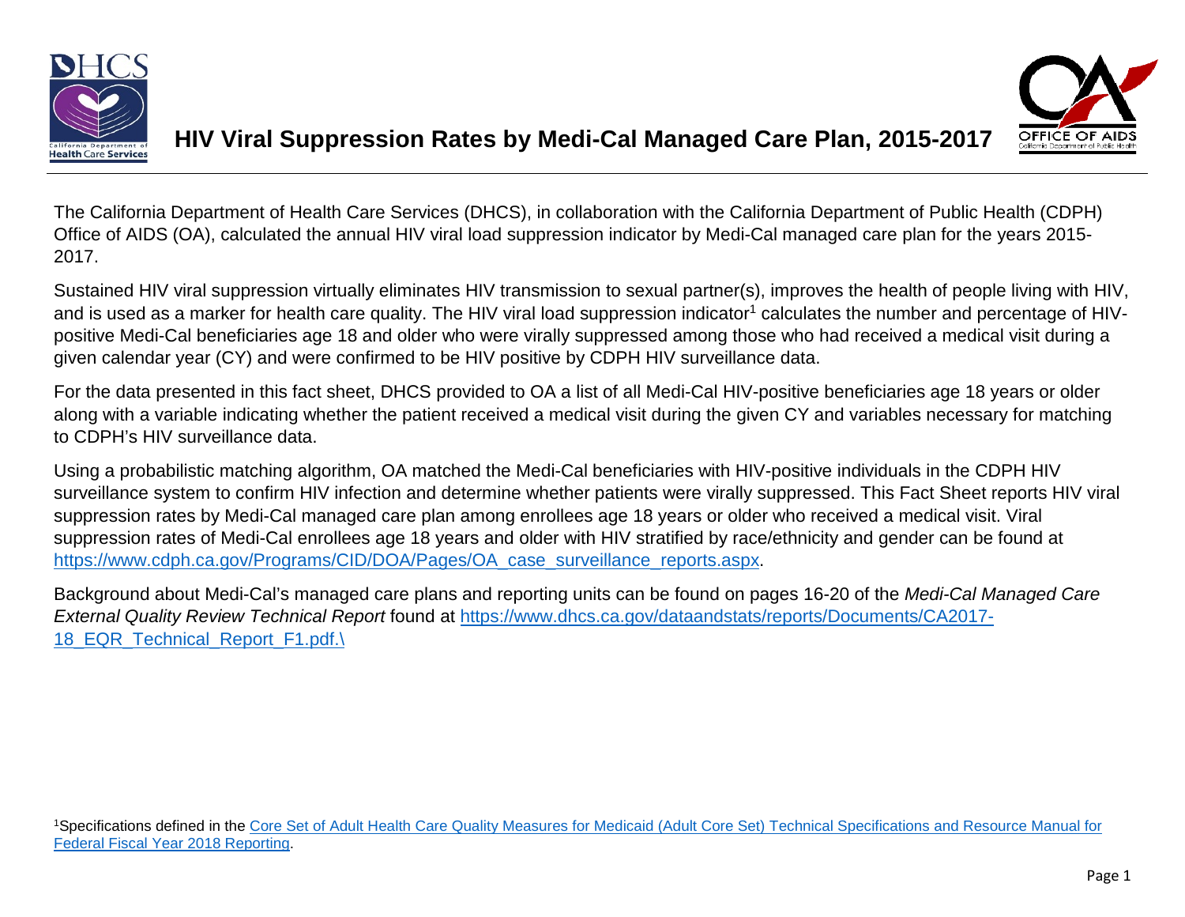# HIV Viral Suppression Rates by Medi-Cal Managed Care Plan, 2015-2017

The California Department of Health Care Services (DHCS), in collaboration with the California Department of Public Health (CDPH) Office of AIDS (OA), calculated the annual HIV viral load suppression indicator by Medi-Cal managed care plan for the years 2015-2017.

Sustained HIV viral suppression virtually eliminates HIV transmission to sexual partner(s), improves the health of people living with HIV, and is used as a marker for health care quality. The HIV viral load suppression indicator[1] calculates the number and percentage of HIV-positive Medi-Cal beneficiaries age 18 and older who were virally suppressed among those who had received a medical visit during a given calendar year (CY) and were confirmed to be HIV positive by CDPH HIV surveillance data.

For the data presented in this fact sheet, DHCS provided to OA a list of all Medi-Cal HIV-positive beneficiaries age 18 years or older along with a variable indicating whether the patient received a medical visit during the given CY and variables necessary for matching to CDPH's HIV surveillance data.

Using a probabilistic matching algorithm, OA matched the Medi-Cal beneficiaries with HIV-positive individuals in the CDPH HIV surveillance system to confirm HIV infection and determine whether patients were virally suppressed. This Fact Sheet reports HIV viral suppression rates by Medi-Cal managed care plan among enrollees age 18 years or older who received a medical visit. Viral suppression rates of Medi-Cal enrollees age 18 years and older with HIV stratified by race/ethnicity and gender can be found at https://www.cdph.ca.gov/Programs/CID/DOA/Pages/OA_case_surveillance_reports.aspx.

Background about Medi-Cal's managed care plans and reporting units can be found on pages 16-20 of the *Medi-Cal Managed Care External Quality Review Technical Report* found at https://www.dhcs.ca.gov/dataandstats/reports/Documents/CA2017-18_EQR_Technical_Report_F1.pdf.\

[1]Specifications defined in the Core Set of Adult Health Care Quality Measures for Medicaid (Adult Core Set) Technical Specifications and Resource Manual for Federal Fiscal Year 2018 Reporting.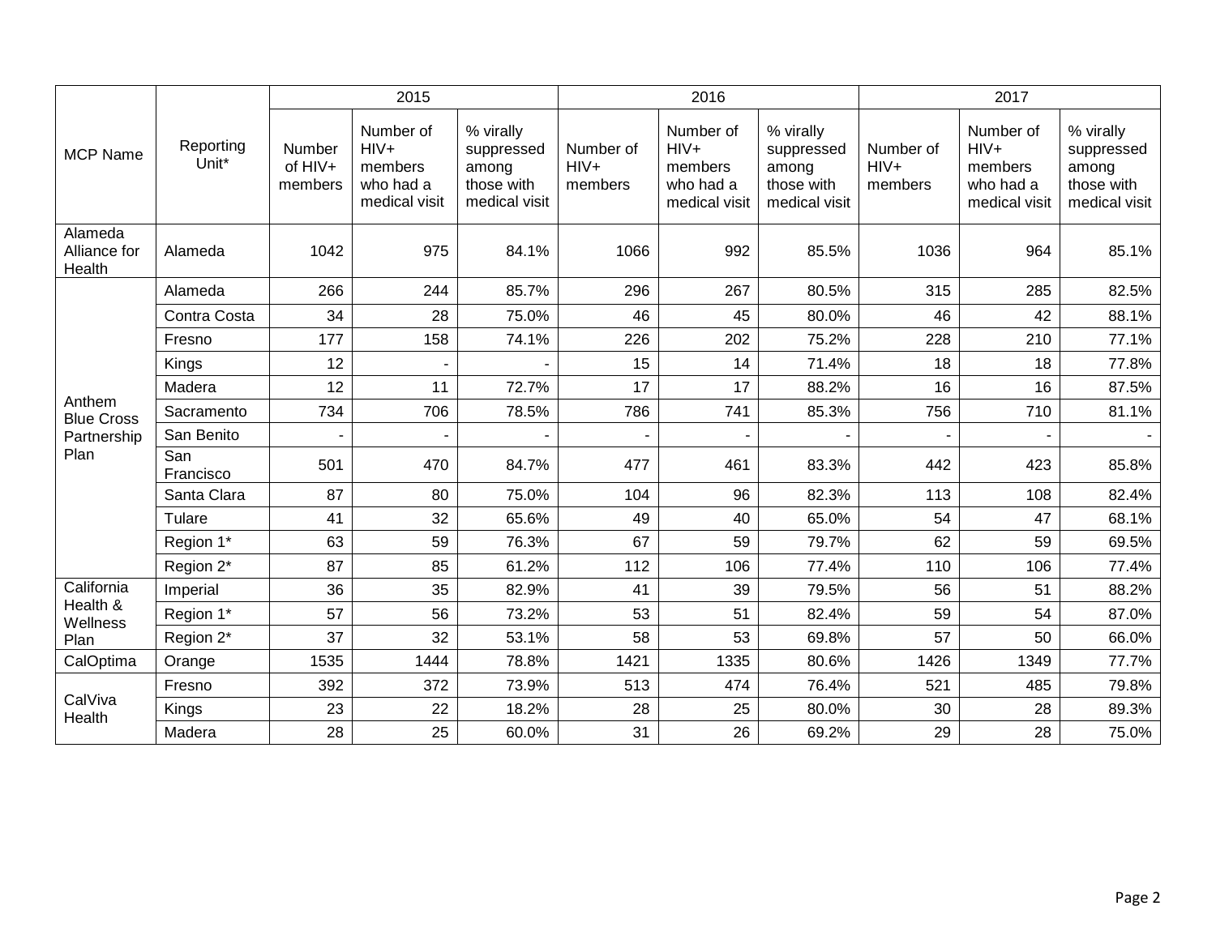| MCP Name | Reporting Unit* | 2015 | | | 2016 | | | 2017 | | |
|---|---|---|---|---|---|---|---|---|---|---|
| | | Number of HIV+ members | Number of HIV+ members who had a medical visit | % virally suppressed among those with medical visit | Number of HIV+ members | Number of HIV+ members who had a medical visit | % virally suppressed among those with medical visit | Number of HIV+ members | Number of HIV+ members who had a medical visit | % virally suppressed among those with medical visit |
| Alameda Alliance for Health | Alameda | 1042 | 975 | 84.1% | 1066 | 992 | 85.5% | 1036 | 964 | 85.1% |
| Anthem Blue Cross Partnership Plan | Alameda | 266 | 244 | 85.7% | 296 | 267 | 80.5% | 315 | 285 | 82.5% |
| | Contra Costa | 34 | 28 | 75.0% | 46 | 45 | 80.0% | 46 | 42 | 88.1% |
| | Fresno | 177 | 158 | 74.1% | 226 | 202 | 75.2% | 228 | 210 | 77.1% |
| | Kings | 12 | - | - | 15 | 14 | 71.4% | 18 | 18 | 77.8% |
| | Madera | 12 | 11 | 72.7% | 17 | 17 | 88.2% | 16 | 16 | 87.5% |
| | Sacramento | 734 | 706 | 78.5% | 786 | 741 | 85.3% | 756 | 710 | 81.1% |
| | San Benito | - | - | - | - | - | - | - | - | - |
| | San Francisco | 501 | 470 | 84.7% | 477 | 461 | 83.3% | 442 | 423 | 85.8% |
| | Santa Clara | 87 | 80 | 75.0% | 104 | 96 | 82.3% | 113 | 108 | 82.4% |
| | Tulare | 41 | 32 | 65.6% | 49 | 40 | 65.0% | 54 | 47 | 68.1% |
| | Region 1* | 63 | 59 | 76.3% | 67 | 59 | 79.7% | 62 | 59 | 69.5% |
| | Region 2* | 87 | 85 | 61.2% | 112 | 106 | 77.4% | 110 | 106 | 77.4% |
| California Health & Wellness Plan | Imperial | 36 | 35 | 82.9% | 41 | 39 | 79.5% | 56 | 51 | 88.2% |
| | Region 1* | 57 | 56 | 73.2% | 53 | 51 | 82.4% | 59 | 54 | 87.0% |
| | Region 2* | 37 | 32 | 53.1% | 58 | 53 | 69.8% | 57 | 50 | 66.0% |
| CalOptima | Orange | 1535 | 1444 | 78.8% | 1421 | 1335 | 80.6% | 1426 | 1349 | 77.7% |
| CalViva Health | Fresno | 392 | 372 | 73.9% | 513 | 474 | 76.4% | 521 | 485 | 79.8% |
| | Kings | 23 | 22 | 18.2% | 28 | 25 | 80.0% | 30 | 28 | 89.3% |
| | Madera | 28 | 25 | 60.0% | 31 | 26 | 69.2% | 29 | 28 | 75.0% |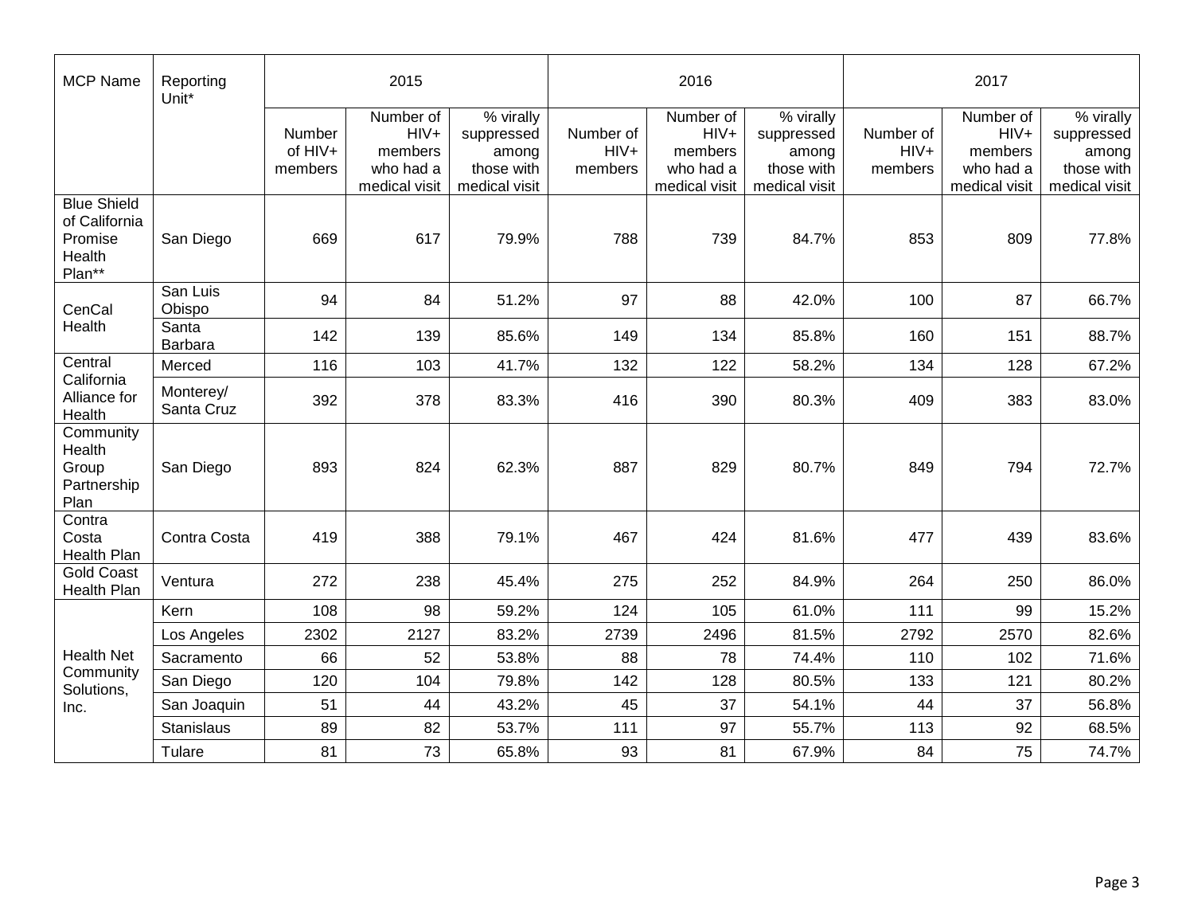| MCP Name | Reporting Unit* | 2015 | | | 2016 | | | 2017 | | |
|---|---|---|---|---|---|---|---|---|---|---|
| | | Number of HIV+ members | Number of HIV+ members who had a medical visit | % virally suppressed among those with medical visit | Number of HIV+ members | Number of HIV+ members who had a medical visit | % virally suppressed among those with medical visit | Number of HIV+ members | Number of HIV+ members who had a medical visit | % virally suppressed among those with medical visit |
| Blue Shield of California Promise Health Plan** | San Diego | 669 | 617 | 79.9% | 788 | 739 | 84.7% | 853 | 809 | 77.8% |
| CenCal Health | San Luis Obispo | 94 | 84 | 51.2% | 97 | 88 | 42.0% | 100 | 87 | 66.7% |
| | Santa Barbara | 142 | 139 | 85.6% | 149 | 134 | 85.8% | 160 | 151 | 88.7% |
| Central California Alliance for Health | Merced | 116 | 103 | 41.7% | 132 | 122 | 58.2% | 134 | 128 | 67.2% |
| | Monterey/ Santa Cruz | 392 | 378 | 83.3% | 416 | 390 | 80.3% | 409 | 383 | 83.0% |
| Community Health Group Partnership Plan | San Diego | 893 | 824 | 62.3% | 887 | 829 | 80.7% | 849 | 794 | 72.7% |
| Contra Costa Health Plan | Contra Costa | 419 | 388 | 79.1% | 467 | 424 | 81.6% | 477 | 439 | 83.6% |
| Gold Coast Health Plan | Ventura | 272 | 238 | 45.4% | 275 | 252 | 84.9% | 264 | 250 | 86.0% |
| Health Net Community Solutions, Inc. | Kern | 108 | 98 | 59.2% | 124 | 105 | 61.0% | 111 | 99 | 15.2% |
| | Los Angeles | 2302 | 2127 | 83.2% | 2739 | 2496 | 81.5% | 2792 | 2570 | 82.6% |
| | Sacramento | 66 | 52 | 53.8% | 88 | 78 | 74.4% | 110 | 102 | 71.6% |
| | San Diego | 120 | 104 | 79.8% | 142 | 128 | 80.5% | 133 | 121 | 80.2% |
| | San Joaquin | 51 | 44 | 43.2% | 45 | 37 | 54.1% | 44 | 37 | 56.8% |
| | Stanislaus | 89 | 82 | 53.7% | 111 | 97 | 55.7% | 113 | 92 | 68.5% |
| | Tulare | 81 | 73 | 65.8% | 93 | 81 | 67.9% | 84 | 75 | 74.7% |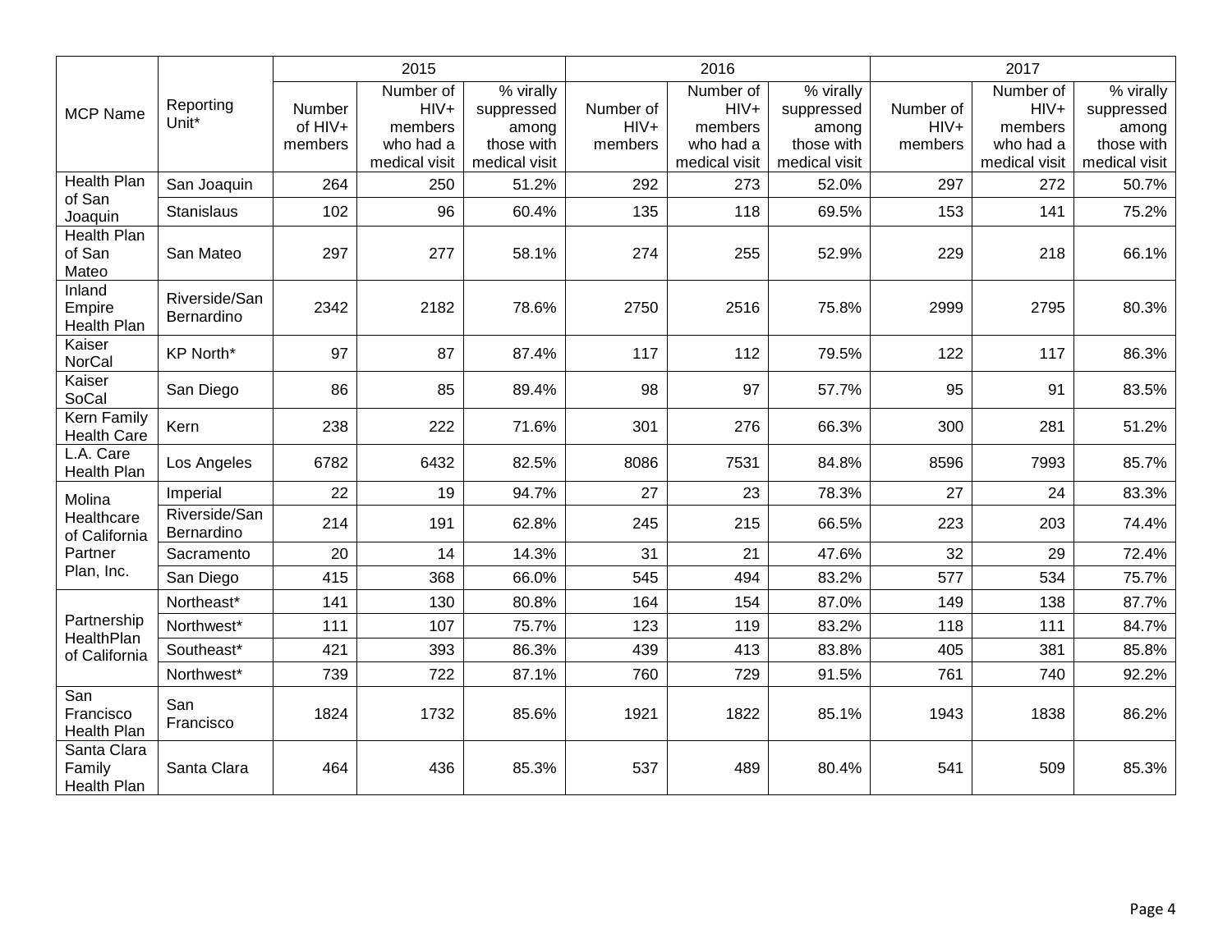| MCP Name | Reporting Unit* | 2015 | | | 2016 | | | 2017 | | |
|---|---|---|---|---|---|---|---|---|---|---|
| | | Number of HIV+ members | Number of HIV+ members who had a medical visit | % virally suppressed among those with medical visit | Number of HIV+ members | Number of HIV+ members who had a medical visit | % virally suppressed among those with medical visit | Number of HIV+ members | Number of HIV+ members who had a medical visit | % virally suppressed among those with medical visit |
| Health Plan of San Joaquin | San Joaquin | 264 | 250 | 51.2% | 292 | 273 | 52.0% | 297 | 272 | 50.7% |
| | Stanislaus | 102 | 96 | 60.4% | 135 | 118 | 69.5% | 153 | 141 | 75.2% |
| Health Plan of San Mateo | San Mateo | 297 | 277 | 58.1% | 274 | 255 | 52.9% | 229 | 218 | 66.1% |
| Inland Empire Health Plan | Riverside/San Bernardino | 2342 | 2182 | 78.6% | 2750 | 2516 | 75.8% | 2999 | 2795 | 80.3% |
| Kaiser NorCal | KP North* | 97 | 87 | 87.4% | 117 | 112 | 79.5% | 122 | 117 | 86.3% |
| Kaiser SoCal | San Diego | 86 | 85 | 89.4% | 98 | 97 | 57.7% | 95 | 91 | 83.5% |
| Kern Family Health Care | Kern | 238 | 222 | 71.6% | 301 | 276 | 66.3% | 300 | 281 | 51.2% |
| L.A. Care Health Plan | Los Angeles | 6782 | 6432 | 82.5% | 8086 | 7531 | 84.8% | 8596 | 7993 | 85.7% |
| Molina Healthcare of California Partner Plan, Inc. | Imperial | 22 | 19 | 94.7% | 27 | 23 | 78.3% | 27 | 24 | 83.3% |
| | Riverside/San Bernardino | 214 | 191 | 62.8% | 245 | 215 | 66.5% | 223 | 203 | 74.4% |
| | Sacramento | 20 | 14 | 14.3% | 31 | 21 | 47.6% | 32 | 29 | 72.4% |
| | San Diego | 415 | 368 | 66.0% | 545 | 494 | 83.2% | 577 | 534 | 75.7% |
| Partnership HealthPlan of California | Northeast* | 141 | 130 | 80.8% | 164 | 154 | 87.0% | 149 | 138 | 87.7% |
| | Northwest* | 111 | 107 | 75.7% | 123 | 119 | 83.2% | 118 | 111 | 84.7% |
| | Southeast* | 421 | 393 | 86.3% | 439 | 413 | 83.8% | 405 | 381 | 85.8% |
| | Northwest* | 739 | 722 | 87.1% | 760 | 729 | 91.5% | 761 | 740 | 92.2% |
| San Francisco Health Plan | San Francisco | 1824 | 1732 | 85.6% | 1921 | 1822 | 85.1% | 1943 | 1838 | 86.2% |
| Santa Clara Family Health Plan | Santa Clara | 464 | 436 | 85.3% | 537 | 489 | 80.4% | 541 | 509 | 85.3% |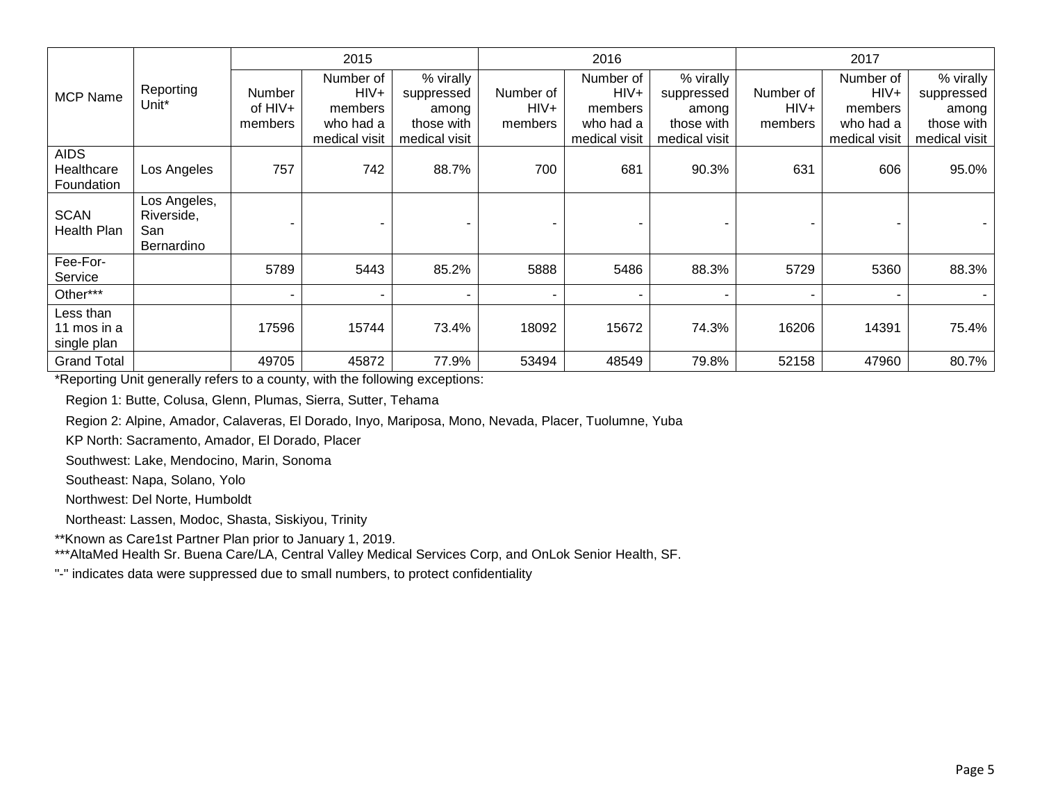| MCP Name | Reporting Unit* | 2015 | | | 2016 | | | 2017 | | |
|---|---|---|---|---|---|---|---|---|---|---|
| | | Number of HIV+ members | Number of HIV+ members who had a medical visit | % virally suppressed among those with medical visit | Number of HIV+ members | Number of HIV+ members who had a medical visit | % virally suppressed among those with medical visit | Number of HIV+ members | Number of HIV+ members who had a medical visit | % virally suppressed among those with medical visit |
| AIDS Healthcare Foundation | Los Angeles | 757 | 742 | 88.7% | 700 | 681 | 90.3% | 631 | 606 | 95.0% |
| SCAN Health Plan | Los Angeles, Riverside, San Bernardino | - | - | - | - | - | - | - | - | - |
| Fee-For-Service | | 5789 | 5443 | 85.2% | 5888 | 5486 | 88.3% | 5729 | 5360 | 88.3% |
| Other*** | | - | - | - | - | - | - | - | - | - |
| Less than 11 mos in a single plan | | 17596 | 15744 | 73.4% | 18092 | 15672 | 74.3% | 16206 | 14391 | 75.4% |
| Grand Total | | 49705 | 45872 | 77.9% | 53494 | 48549 | 79.8% | 52158 | 47960 | 80.7% |

*Reporting Unit generally refers to a county, with the following exceptions:

Region 1: Butte, Colusa, Glenn, Plumas, Sierra, Sutter, Tehama

Region 2: Alpine, Amador, Calaveras, El Dorado, Inyo, Mariposa, Mono, Nevada, Placer, Tuolumne, Yuba

KP North: Sacramento, Amador, El Dorado, Placer

Southwest: Lake, Mendocino, Marin, Sonoma

Southeast: Napa, Solano, Yolo

Northwest: Del Norte, Humboldt

Northeast: Lassen, Modoc, Shasta, Siskiyou, Trinity

**Known as Care1st Partner Plan prior to January 1, 2019.

***AltaMed Health Sr. Buena Care/LA, Central Valley Medical Services Corp, and OnLok Senior Health, SF.

"-" indicates data were suppressed due to small numbers, to protect confidentiality